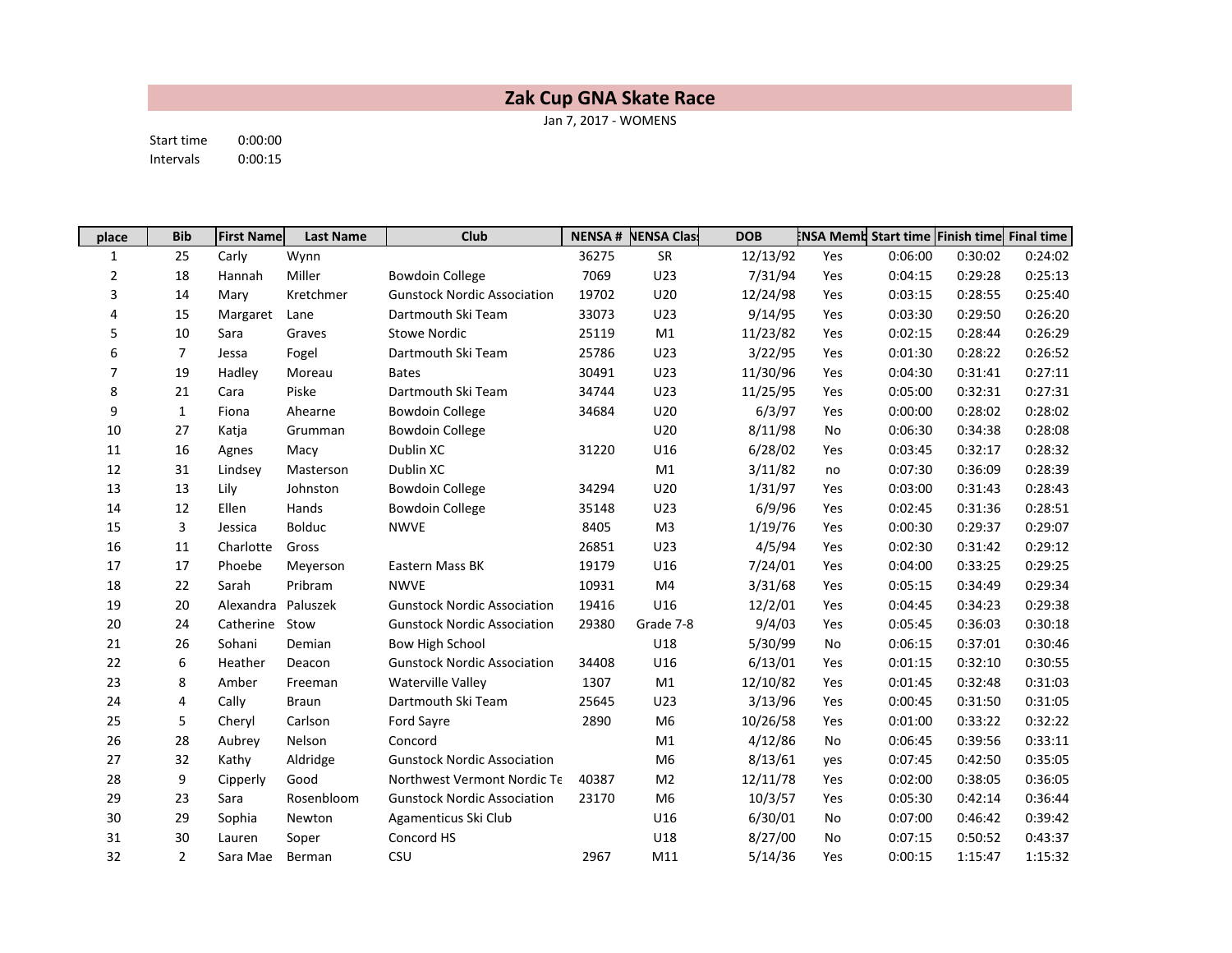# Zak Cup GNA Skate Race

Jan 7, 2017 - WOMENS

Start time 0:00:00
Intervals 0:00:15

| place | Bib | First Name | Last Name | Club | NENSA # | NENSA Class | DOB | NENSA Member | Start time | Finish time | Final time |
|---|---|---|---|---|---|---|---|---|---|---|---|
| 1 | 25 | Carly | Wynn | | 36275 | SR | 12/13/92 | Yes | 0:06:00 | 0:30:02 | 0:24:02 |
| 2 | 18 | Hannah | Miller | Bowdoin College | 7069 | U23 | 7/31/94 | Yes | 0:04:15 | 0:29:28 | 0:25:13 |
| 3 | 14 | Mary | Kretchmer | Gunstock Nordic Association | 19702 | U20 | 12/24/98 | Yes | 0:03:15 | 0:28:55 | 0:25:40 |
| 4 | 15 | Margaret | Lane | Dartmouth Ski Team | 33073 | U23 | 9/14/95 | Yes | 0:03:30 | 0:29:50 | 0:26:20 |
| 5 | 10 | Sara | Graves | Stowe Nordic | 25119 | M1 | 11/23/82 | Yes | 0:02:15 | 0:28:44 | 0:26:29 |
| 6 | 7 | Jessa | Fogel | Dartmouth Ski Team | 25786 | U23 | 3/22/95 | Yes | 0:01:30 | 0:28:22 | 0:26:52 |
| 7 | 19 | Hadley | Moreau | Bates | 30491 | U23 | 11/30/96 | Yes | 0:04:30 | 0:31:41 | 0:27:11 |
| 8 | 21 | Cara | Piske | Dartmouth Ski Team | 34744 | U23 | 11/25/95 | Yes | 0:05:00 | 0:32:31 | 0:27:31 |
| 9 | 1 | Fiona | Ahearne | Bowdoin College | 34684 | U20 | 6/3/97 | Yes | 0:00:00 | 0:28:02 | 0:28:02 |
| 10 | 27 | Katja | Grumman | Bowdoin College | | U20 | 8/11/98 | No | 0:06:30 | 0:34:38 | 0:28:08 |
| 11 | 16 | Agnes | Macy | Dublin XC | 31220 | U16 | 6/28/02 | Yes | 0:03:45 | 0:32:17 | 0:28:32 |
| 12 | 31 | Lindsey | Masterson | Dublin XC | | M1 | 3/11/82 | no | 0:07:30 | 0:36:09 | 0:28:39 |
| 13 | 13 | Lily | Johnston | Bowdoin College | 34294 | U20 | 1/31/97 | Yes | 0:03:00 | 0:31:43 | 0:28:43 |
| 14 | 12 | Ellen | Hands | Bowdoin College | 35148 | U23 | 6/9/96 | Yes | 0:02:45 | 0:31:36 | 0:28:51 |
| 15 | 3 | Jessica | Bolduc | NWVE | 8405 | M3 | 1/19/76 | Yes | 0:00:30 | 0:29:37 | 0:29:07 |
| 16 | 11 | Charlotte | Gross | | 26851 | U23 | 4/5/94 | Yes | 0:02:30 | 0:31:42 | 0:29:12 |
| 17 | 17 | Phoebe | Meyerson | Eastern Mass BK | 19179 | U16 | 7/24/01 | Yes | 0:04:00 | 0:33:25 | 0:29:25 |
| 18 | 22 | Sarah | Pribram | NWVE | 10931 | M4 | 3/31/68 | Yes | 0:05:15 | 0:34:49 | 0:29:34 |
| 19 | 20 | Alexandra | Paluszek | Gunstock Nordic Association | 19416 | U16 | 12/2/01 | Yes | 0:04:45 | 0:34:23 | 0:29:38 |
| 20 | 24 | Catherine | Stow | Gunstock Nordic Association | 29380 | Grade 7-8 | 9/4/03 | Yes | 0:05:45 | 0:36:03 | 0:30:18 |
| 21 | 26 | Sohani | Demian | Bow High School | | U18 | 5/30/99 | No | 0:06:15 | 0:37:01 | 0:30:46 |
| 22 | 6 | Heather | Deacon | Gunstock Nordic Association | 34408 | U16 | 6/13/01 | Yes | 0:01:15 | 0:32:10 | 0:30:55 |
| 23 | 8 | Amber | Freeman | Waterville Valley | 1307 | M1 | 12/10/82 | Yes | 0:01:45 | 0:32:48 | 0:31:03 |
| 24 | 4 | Cally | Braun | Dartmouth Ski Team | 25645 | U23 | 3/13/96 | Yes | 0:00:45 | 0:31:50 | 0:31:05 |
| 25 | 5 | Cheryl | Carlson | Ford Sayre | 2890 | M6 | 10/26/58 | Yes | 0:01:00 | 0:33:22 | 0:32:22 |
| 26 | 28 | Aubrey | Nelson | Concord | | M1 | 4/12/86 | No | 0:06:45 | 0:39:56 | 0:33:11 |
| 27 | 32 | Kathy | Aldridge | Gunstock Nordic Association | | M6 | 8/13/61 | yes | 0:07:45 | 0:42:50 | 0:35:05 |
| 28 | 9 | Cipperly | Good | Northwest Vermont Nordic Te | 40387 | M2 | 12/11/78 | Yes | 0:02:00 | 0:38:05 | 0:36:05 |
| 29 | 23 | Sara | Rosenbloom | Gunstock Nordic Association | 23170 | M6 | 10/3/57 | Yes | 0:05:30 | 0:42:14 | 0:36:44 |
| 30 | 29 | Sophia | Newton | Agamenticus Ski Club | | U16 | 6/30/01 | No | 0:07:00 | 0:46:42 | 0:39:42 |
| 31 | 30 | Lauren | Soper | Concord HS | | U18 | 8/27/00 | No | 0:07:15 | 0:50:52 | 0:43:37 |
| 32 | 2 | Sara Mae | Berman | CSU | 2967 | M11 | 5/14/36 | Yes | 0:00:15 | 1:15:47 | 1:15:32 |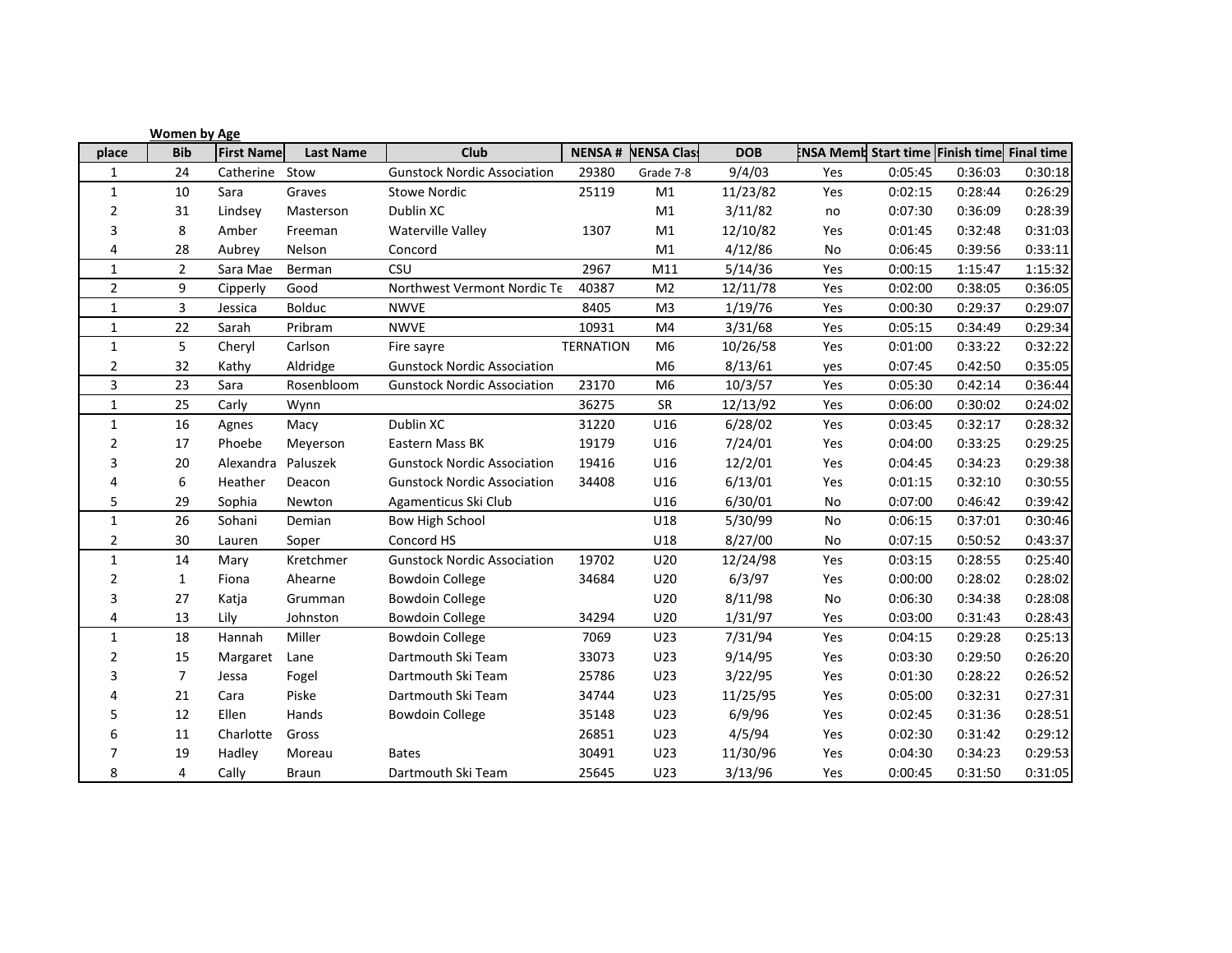**Women by Age**

| place | Bib | First Name | Last Name | Club | NENSA # | NENSA Class | DOB | NENSA Member | Start time | Finish time | Final time |
|---|---|---|---|---|---|---|---|---|---|---|---|
| 1 | 24 | Catherine | Stow | Gunstock Nordic Association | 29380 | Grade 7-8 | 9/4/03 | Yes | 0:05:45 | 0:36:03 | 0:30:18 |
| 1 | 10 | Sara | Graves | Stowe Nordic | 25119 | M1 | 11/23/82 | Yes | 0:02:15 | 0:28:44 | 0:26:29 |
| 2 | 31 | Lindsey | Masterson | Dublin XC | | M1 | 3/11/82 | no | 0:07:30 | 0:36:09 | 0:28:39 |
| 3 | 8 | Amber | Freeman | Waterville Valley | 1307 | M1 | 12/10/82 | Yes | 0:01:45 | 0:32:48 | 0:31:03 |
| 4 | 28 | Aubrey | Nelson | Concord | | M1 | 4/12/86 | No | 0:06:45 | 0:39:56 | 0:33:11 |
| 1 | 2 | Sara Mae | Berman | CSU | 2967 | M11 | 5/14/36 | Yes | 0:00:15 | 1:15:47 | 1:15:32 |
| 2 | 9 | Cipperly | Good | Northwest Vermont Nordic Te | 40387 | M2 | 12/11/78 | Yes | 0:02:00 | 0:38:05 | 0:36:05 |
| 1 | 3 | Jessica | Bolduc | NWVE | 8405 | M3 | 1/19/76 | Yes | 0:00:30 | 0:29:37 | 0:29:07 |
| 1 | 22 | Sarah | Pribram | NWVE | 10931 | M4 | 3/31/68 | Yes | 0:05:15 | 0:34:49 | 0:29:34 |
| 1 | 5 | Cheryl | Carlson | Fire sayre | TERNATION | M6 | 10/26/58 | Yes | 0:01:00 | 0:33:22 | 0:32:22 |
| 2 | 32 | Kathy | Aldridge | Gunstock Nordic Association | | M6 | 8/13/61 | yes | 0:07:45 | 0:42:50 | 0:35:05 |
| 3 | 23 | Sara | Rosenbloom | Gunstock Nordic Association | 23170 | M6 | 10/3/57 | Yes | 0:05:30 | 0:42:14 | 0:36:44 |
| 1 | 25 | Carly | Wynn | | 36275 | SR | 12/13/92 | Yes | 0:06:00 | 0:30:02 | 0:24:02 |
| 1 | 16 | Agnes | Macy | Dublin XC | 31220 | U16 | 6/28/02 | Yes | 0:03:45 | 0:32:17 | 0:28:32 |
| 2 | 17 | Phoebe | Meyerson | Eastern Mass BK | 19179 | U16 | 7/24/01 | Yes | 0:04:00 | 0:33:25 | 0:29:25 |
| 3 | 20 | Alexandra | Paluszek | Gunstock Nordic Association | 19416 | U16 | 12/2/01 | Yes | 0:04:45 | 0:34:23 | 0:29:38 |
| 4 | 6 | Heather | Deacon | Gunstock Nordic Association | 34408 | U16 | 6/13/01 | Yes | 0:01:15 | 0:32:10 | 0:30:55 |
| 5 | 29 | Sophia | Newton | Agamenticus Ski Club | | U16 | 6/30/01 | No | 0:07:00 | 0:46:42 | 0:39:42 |
| 1 | 26 | Sohani | Demian | Bow High School | | U18 | 5/30/99 | No | 0:06:15 | 0:37:01 | 0:30:46 |
| 2 | 30 | Lauren | Soper | Concord HS | | U18 | 8/27/00 | No | 0:07:15 | 0:50:52 | 0:43:37 |
| 1 | 14 | Mary | Kretchmer | Gunstock Nordic Association | 19702 | U20 | 12/24/98 | Yes | 0:03:15 | 0:28:55 | 0:25:40 |
| 2 | 1 | Fiona | Ahearne | Bowdoin College | 34684 | U20 | 6/3/97 | Yes | 0:00:00 | 0:28:02 | 0:28:02 |
| 3 | 27 | Katja | Grumman | Bowdoin College | | U20 | 8/11/98 | No | 0:06:30 | 0:34:38 | 0:28:08 |
| 4 | 13 | Lily | Johnston | Bowdoin College | 34294 | U20 | 1/31/97 | Yes | 0:03:00 | 0:31:43 | 0:28:43 |
| 1 | 18 | Hannah | Miller | Bowdoin College | 7069 | U23 | 7/31/94 | Yes | 0:04:15 | 0:29:28 | 0:25:13 |
| 2 | 15 | Margaret | Lane | Dartmouth Ski Team | 33073 | U23 | 9/14/95 | Yes | 0:03:30 | 0:29:50 | 0:26:20 |
| 3 | 7 | Jessa | Fogel | Dartmouth Ski Team | 25786 | U23 | 3/22/95 | Yes | 0:01:30 | 0:28:22 | 0:26:52 |
| 4 | 21 | Cara | Piske | Dartmouth Ski Team | 34744 | U23 | 11/25/95 | Yes | 0:05:00 | 0:32:31 | 0:27:31 |
| 5 | 12 | Ellen | Hands | Bowdoin College | 35148 | U23 | 6/9/96 | Yes | 0:02:45 | 0:31:36 | 0:28:51 |
| 6 | 11 | Charlotte | Gross | | 26851 | U23 | 4/5/94 | Yes | 0:02:30 | 0:31:42 | 0:29:12 |
| 7 | 19 | Hadley | Moreau | Bates | 30491 | U23 | 11/30/96 | Yes | 0:04:30 | 0:34:23 | 0:29:53 |
| 8 | 4 | Cally | Braun | Dartmouth Ski Team | 25645 | U23 | 3/13/96 | Yes | 0:00:45 | 0:31:50 | 0:31:05 |